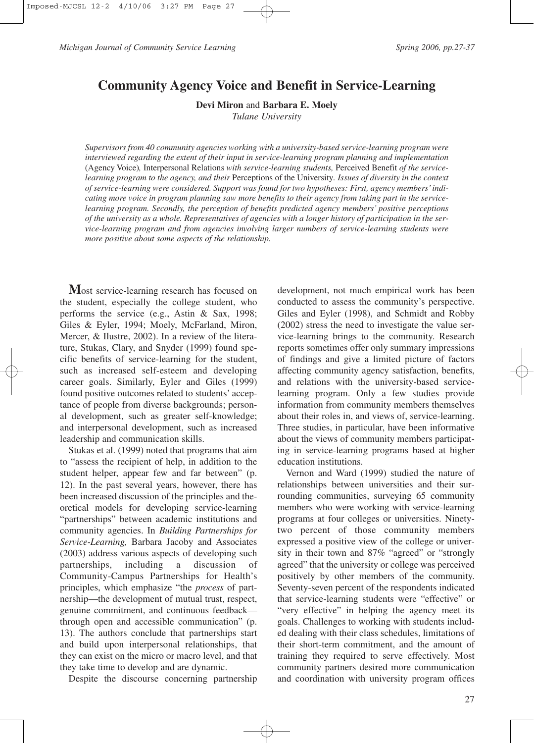# Community Agency Voice and Benefit in Service-Learning

**Devi Miron** and **Barbara E. Moely**
*Tulane University*

*Supervisors from 40 community agencies working with a university-based service-learning program were interviewed regarding the extent of their input in service-learning program planning and implementation* (Agency Voice)*,* Interpersonal Relations *with service-learning students,* Perceived Benefit *of the service-learning program to the agency, and their* Perceptions of the University*. Issues of diversity in the context of service-learning were considered. Support was found for two hypotheses: First, agency members' indicating more voice in program planning saw more benefits to their agency from taking part in the service-learning program. Secondly, the perception of benefits predicted agency members' positive perceptions of the university as a whole. Representatives of agencies with a longer history of participation in the service-learning program and from agencies involving larger numbers of service-learning students were more positive about some aspects of the relationship.*

**M**ost service-learning research has focused on the student, especially the college student, who performs the service (e.g., Astin & Sax, 1998; Giles & Eyler, 1994; Moely, McFarland, Miron, Mercer, & Ilustre, 2002). In a review of the literature, Stukas, Clary, and Snyder (1999) found specific benefits of service-learning for the student, such as increased self-esteem and developing career goals. Similarly, Eyler and Giles (1999) found positive outcomes related to students' acceptance of people from diverse backgrounds; personal development, such as greater self-knowledge; and interpersonal development, such as increased leadership and communication skills.

Stukas et al. (1999) noted that programs that aim to "assess the recipient of help, in addition to the student helper, appear few and far between" (p. 12). In the past several years, however, there has been increased discussion of the principles and theoretical models for developing service-learning "partnerships" between academic institutions and community agencies. In *Building Partnerships for Service-Learning,* Barbara Jacoby and Associates (2003) address various aspects of developing such partnerships, including a discussion of Community-Campus Partnerships for Health's principles, which emphasize "the *process* of partnership—the development of mutual trust, respect, genuine commitment, and continuous feedback—through open and accessible communication" (p. 13). The authors conclude that partnerships start and build upon interpersonal relationships, that they can exist on the micro or macro level, and that they take time to develop and are dynamic.

Despite the discourse concerning partnership development, not much empirical work has been conducted to assess the community's perspective. Giles and Eyler (1998), and Schmidt and Robby (2002) stress the need to investigate the value service-learning brings to the community. Research reports sometimes offer only summary impressions of findings and give a limited picture of factors affecting community agency satisfaction, benefits, and relations with the university-based service-learning program. Only a few studies provide information from community members themselves about their roles in, and views of, service-learning. Three studies, in particular, have been informative about the views of community members participating in service-learning programs based at higher education institutions.

Vernon and Ward (1999) studied the nature of relationships between universities and their surrounding communities, surveying 65 community members who were working with service-learning programs at four colleges or universities. Ninety-two percent of those community members expressed a positive view of the college or university in their town and 87% "agreed" or "strongly agreed" that the university or college was perceived positively by other members of the community. Seventy-seven percent of the respondents indicated that service-learning students were "effective" or "very effective" in helping the agency meet its goals. Challenges to working with students included dealing with their class schedules, limitations of their short-term commitment, and the amount of training they required to serve effectively. Most community partners desired more communication and coordination with university program offices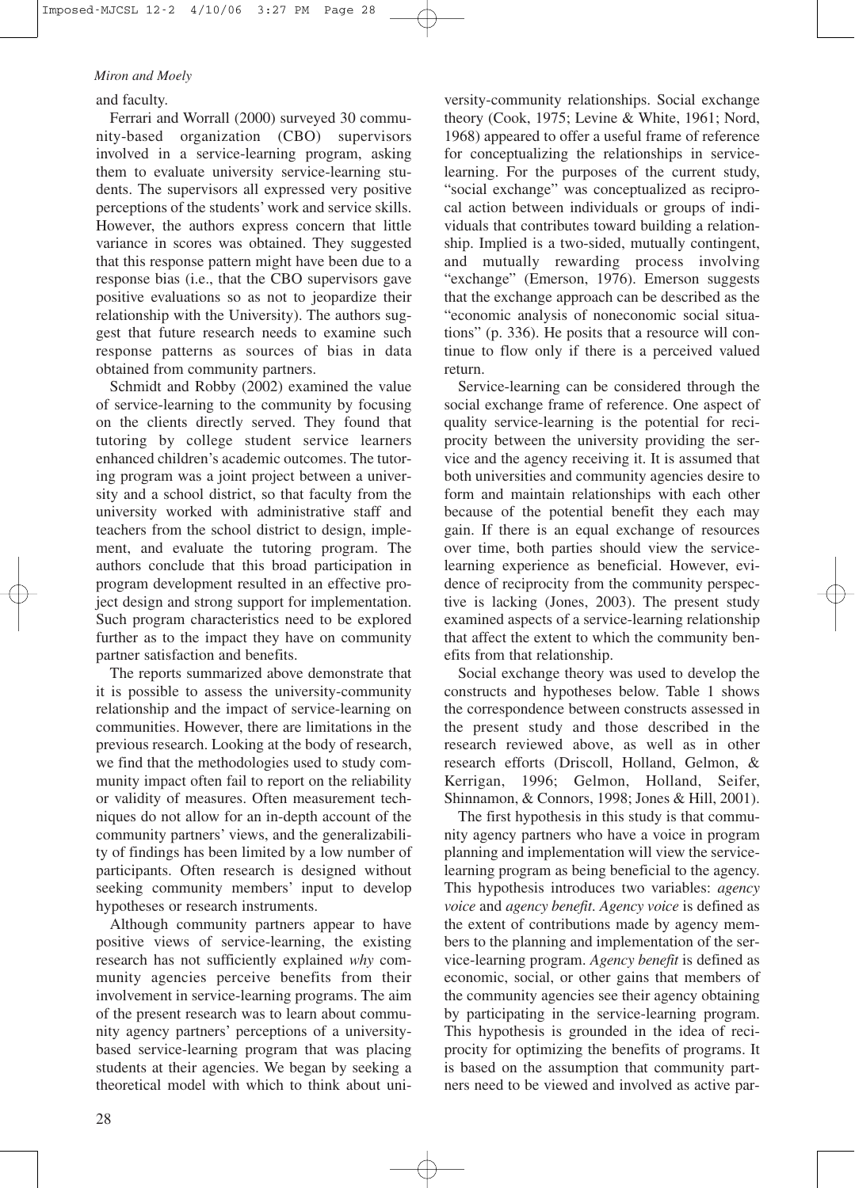and faculty.

Ferrari and Worrall (2000) surveyed 30 community-based organization (CBO) supervisors involved in a service-learning program, asking them to evaluate university service-learning students. The supervisors all expressed very positive perceptions of the students' work and service skills. However, the authors express concern that little variance in scores was obtained. They suggested that this response pattern might have been due to a response bias (i.e., that the CBO supervisors gave positive evaluations so as not to jeopardize their relationship with the University). The authors suggest that future research needs to examine such response patterns as sources of bias in data obtained from community partners.

Schmidt and Robby (2002) examined the value of service-learning to the community by focusing on the clients directly served. They found that tutoring by college student service learners enhanced children's academic outcomes. The tutoring program was a joint project between a university and a school district, so that faculty from the university worked with administrative staff and teachers from the school district to design, implement, and evaluate the tutoring program. The authors conclude that this broad participation in program development resulted in an effective project design and strong support for implementation. Such program characteristics need to be explored further as to the impact they have on community partner satisfaction and benefits.

The reports summarized above demonstrate that it is possible to assess the university-community relationship and the impact of service-learning on communities. However, there are limitations in the previous research. Looking at the body of research, we find that the methodologies used to study community impact often fail to report on the reliability or validity of measures. Often measurement techniques do not allow for an in-depth account of the community partners' views, and the generalizability of findings has been limited by a low number of participants. Often research is designed without seeking community members' input to develop hypotheses or research instruments.

Although community partners appear to have positive views of service-learning, the existing research has not sufficiently explained *why* community agencies perceive benefits from their involvement in service-learning programs. The aim of the present research was to learn about community agency partners' perceptions of a university-based service-learning program that was placing students at their agencies. We began by seeking a theoretical model with which to think about university-community relationships. Social exchange theory (Cook, 1975; Levine & White, 1961; Nord, 1968) appeared to offer a useful frame of reference for conceptualizing the relationships in service-learning. For the purposes of the current study, "social exchange" was conceptualized as reciprocal action between individuals or groups of individuals that contributes toward building a relationship. Implied is a two-sided, mutually contingent, and mutually rewarding process involving "exchange" (Emerson, 1976). Emerson suggests that the exchange approach can be described as the "economic analysis of noneconomic social situations" (p. 336). He posits that a resource will continue to flow only if there is a perceived valued return.

Service-learning can be considered through the social exchange frame of reference. One aspect of quality service-learning is the potential for reciprocity between the university providing the service and the agency receiving it. It is assumed that both universities and community agencies desire to form and maintain relationships with each other because of the potential benefit they each may gain. If there is an equal exchange of resources over time, both parties should view the service-learning experience as beneficial. However, evidence of reciprocity from the community perspective is lacking (Jones, 2003). The present study examined aspects of a service-learning relationship that affect the extent to which the community benefits from that relationship.

Social exchange theory was used to develop the constructs and hypotheses below. Table 1 shows the correspondence between constructs assessed in the present study and those described in the research reviewed above, as well as in other research efforts (Driscoll, Holland, Gelmon, & Kerrigan, 1996; Gelmon, Holland, Seifer, Shinnamon, & Connors, 1998; Jones & Hill, 2001).

The first hypothesis in this study is that community agency partners who have a voice in program planning and implementation will view the service-learning program as being beneficial to the agency. This hypothesis introduces two variables: *agency voice* and *agency benefit*. *Agency voice* is defined as the extent of contributions made by agency members to the planning and implementation of the service-learning program. *Agency benefit* is defined as economic, social, or other gains that members of the community agencies see their agency obtaining by participating in the service-learning program. This hypothesis is grounded in the idea of reciprocity for optimizing the benefits of programs. It is based on the assumption that community partners need to be viewed and involved as active par-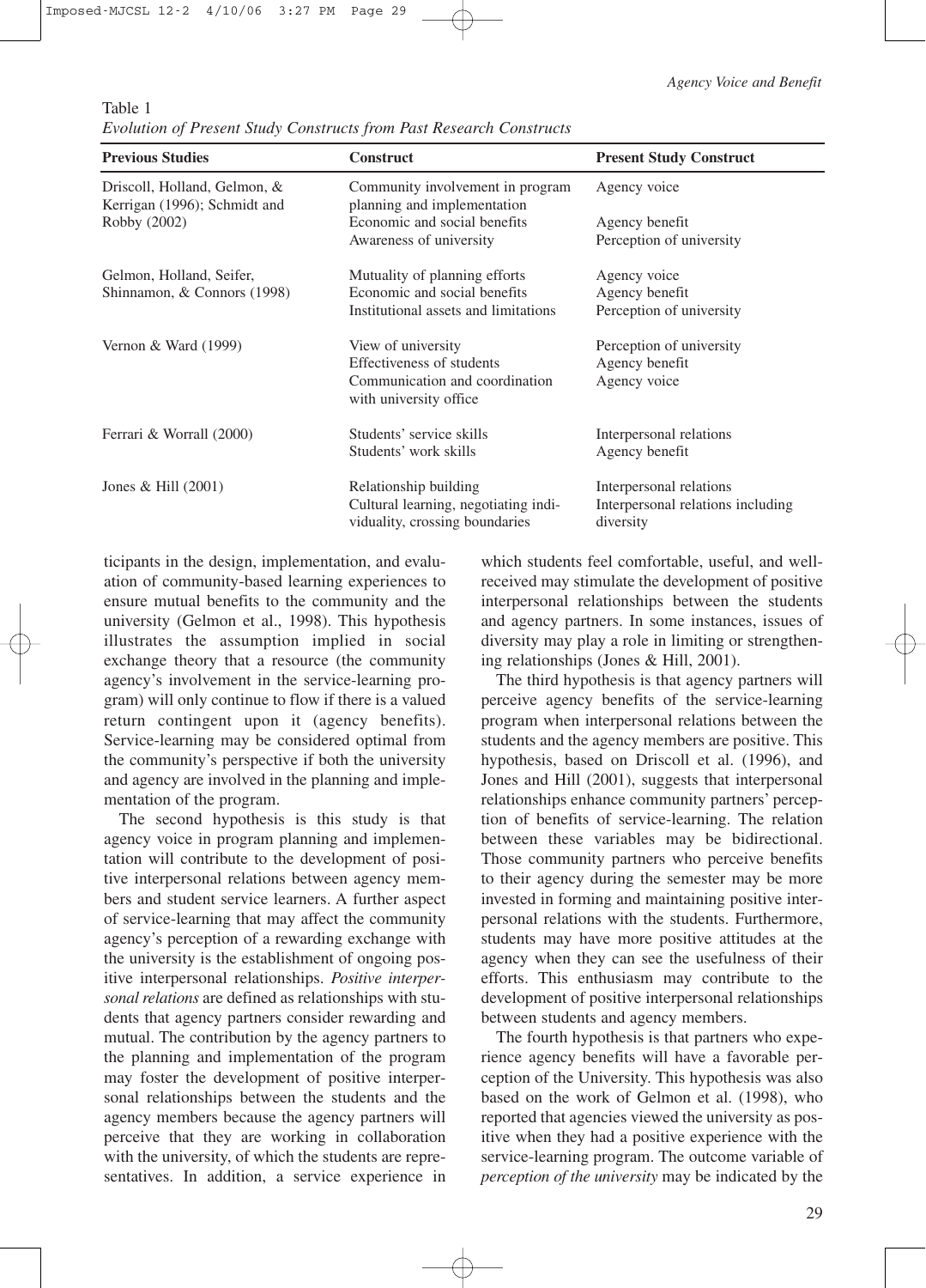Table 1
*Evolution of Present Study Constructs from Past Research Constructs*

| Previous Studies | Construct | Present Study Construct |
|---|---|---|
| Driscoll, Holland, Gelmon, & Kerrigan (1996); Schmidt and Robby (2002) | Community involvement in program planning and implementation | Agency voice |
| | Economic and social benefits | Agency benefit |
| | Awareness of university | Perception of university |
| Gelmon, Holland, Seifer, Shinnamon, & Connors (1998) | Mutuality of planning efforts | Agency voice |
| | Economic and social benefits | Agency benefit |
| | Institutional assets and limitations | Perception of university |
| Vernon & Ward (1999) | View of university | Perception of university |
| | Effectiveness of students | Agency benefit |
| | Communication and coordination with university office | Agency voice |
| Ferrari & Worrall (2000) | Students' service skills | Interpersonal relations |
| | Students' work skills | Agency benefit |
| Jones & Hill (2001) | Relationship building | Interpersonal relations |
| | Cultural learning, negotiating individuality, crossing boundaries | Interpersonal relations including diversity |

ticipants in the design, implementation, and evaluation of community-based learning experiences to ensure mutual benefits to the community and the university (Gelmon et al., 1998). This hypothesis illustrates the assumption implied in social exchange theory that a resource (the community agency's involvement in the service-learning program) will only continue to flow if there is a valued return contingent upon it (agency benefits). Service-learning may be considered optimal from the community's perspective if both the university and agency are involved in the planning and implementation of the program.

The second hypothesis is this study is that agency voice in program planning and implementation will contribute to the development of positive interpersonal relations between agency members and student service learners. A further aspect of service-learning that may affect the community agency's perception of a rewarding exchange with the university is the establishment of ongoing positive interpersonal relationships. *Positive interpersonal relations* are defined as relationships with students that agency partners consider rewarding and mutual. The contribution by the agency partners to the planning and implementation of the program may foster the development of positive interpersonal relationships between the students and the agency members because the agency partners will perceive that they are working in collaboration with the university, of which the students are representatives. In addition, a service experience in which students feel comfortable, useful, and well-received may stimulate the development of positive interpersonal relationships between the students and agency partners. In some instances, issues of diversity may play a role in limiting or strengthening relationships (Jones & Hill, 2001).

The third hypothesis is that agency partners will perceive agency benefits of the service-learning program when interpersonal relations between the students and the agency members are positive. This hypothesis, based on Driscoll et al. (1996), and Jones and Hill (2001), suggests that interpersonal relationships enhance community partners' perception of benefits of service-learning. The relation between these variables may be bidirectional. Those community partners who perceive benefits to their agency during the semester may be more invested in forming and maintaining positive interpersonal relations with the students. Furthermore, students may have more positive attitudes at the agency when they can see the usefulness of their efforts. This enthusiasm may contribute to the development of positive interpersonal relationships between students and agency members.

The fourth hypothesis is that partners who experience agency benefits will have a favorable perception of the University. This hypothesis was also based on the work of Gelmon et al. (1998), who reported that agencies viewed the university as positive when they had a positive experience with the service-learning program. The outcome variable of *perception of the university* may be indicated by the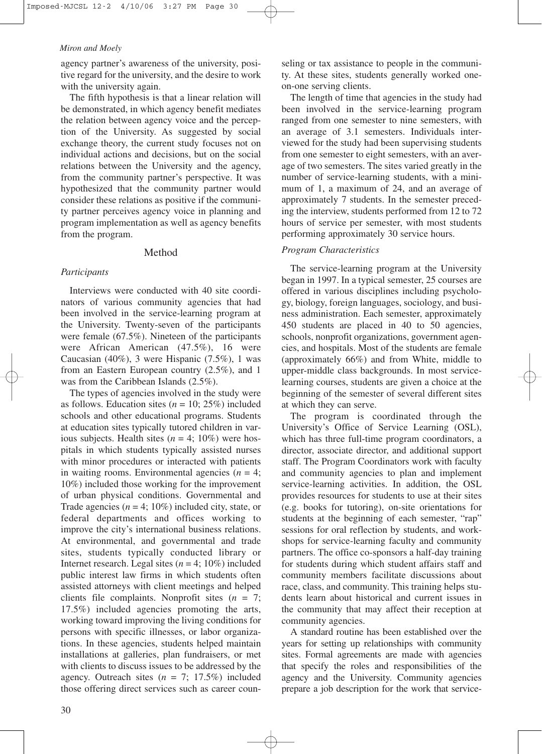agency partner's awareness of the university, positive regard for the university, and the desire to work with the university again.

The fifth hypothesis is that a linear relation will be demonstrated, in which agency benefit mediates the relation between agency voice and the perception of the University. As suggested by social exchange theory, the current study focuses not on individual actions and decisions, but on the social relations between the University and the agency, from the community partner's perspective. It was hypothesized that the community partner would consider these relations as positive if the community partner perceives agency voice in planning and program implementation as well as agency benefits from the program.

## Method

### *Participants*

Interviews were conducted with 40 site coordinators of various community agencies that had been involved in the service-learning program at the University. Twenty-seven of the participants were female (67.5%). Nineteen of the participants were African American (47.5%), 16 were Caucasian (40%), 3 were Hispanic (7.5%), 1 was from an Eastern European country (2.5%), and 1 was from the Caribbean Islands (2.5%).

The types of agencies involved in the study were as follows. Education sites ($n = 10$; 25%) included schools and other educational programs. Students at education sites typically tutored children in various subjects. Health sites ($n = 4$; 10%) were hospitals in which students typically assisted nurses with minor procedures or interacted with patients in waiting rooms. Environmental agencies ($n = 4$; 10%) included those working for the improvement of urban physical conditions. Governmental and Trade agencies ($n = 4$; 10%) included city, state, or federal departments and offices working to improve the city's international business relations. At environmental, and governmental and trade sites, students typically conducted library or Internet research. Legal sites ($n = 4$; 10%) included public interest law firms in which students often assisted attorneys with client meetings and helped clients file complaints. Nonprofit sites ($n = 7$; 17.5%) included agencies promoting the arts, working toward improving the living conditions for persons with specific illnesses, or labor organizations. In these agencies, students helped maintain installations at galleries, plan fundraisers, or met with clients to discuss issues to be addressed by the agency. Outreach sites ($n = 7$; 17.5%) included those offering direct services such as career counseling or tax assistance to people in the community. At these sites, students generally worked one-on-one serving clients.

The length of time that agencies in the study had been involved in the service-learning program ranged from one semester to nine semesters, with an average of 3.1 semesters. Individuals interviewed for the study had been supervising students from one semester to eight semesters, with an average of two semesters. The sites varied greatly in the number of service-learning students, with a minimum of 1, a maximum of 24, and an average of approximately 7 students. In the semester preceding the interview, students performed from 12 to 72 hours of service per semester, with most students performing approximately 30 service hours.

### *Program Characteristics*

The service-learning program at the University began in 1997. In a typical semester, 25 courses are offered in various disciplines including psychology, biology, foreign languages, sociology, and business administration. Each semester, approximately 450 students are placed in 40 to 50 agencies, schools, nonprofit organizations, government agencies, and hospitals. Most of the students are female (approximately 66%) and from White, middle to upper-middle class backgrounds. In most service-learning courses, students are given a choice at the beginning of the semester of several different sites at which they can serve.

The program is coordinated through the University's Office of Service Learning (OSL), which has three full-time program coordinators, a director, associate director, and additional support staff. The Program Coordinators work with faculty and community agencies to plan and implement service-learning activities. In addition, the OSL provides resources for students to use at their sites (e.g. books for tutoring), on-site orientations for students at the beginning of each semester, "rap" sessions for oral reflection by students, and workshops for service-learning faculty and community partners. The office co-sponsors a half-day training for students during which student affairs staff and community members facilitate discussions about race, class, and community. This training helps students learn about historical and current issues in the community that may affect their reception at community agencies.

A standard routine has been established over the years for setting up relationships with community sites. Formal agreements are made with agencies that specify the roles and responsibilities of the agency and the University. Community agencies prepare a job description for the work that service-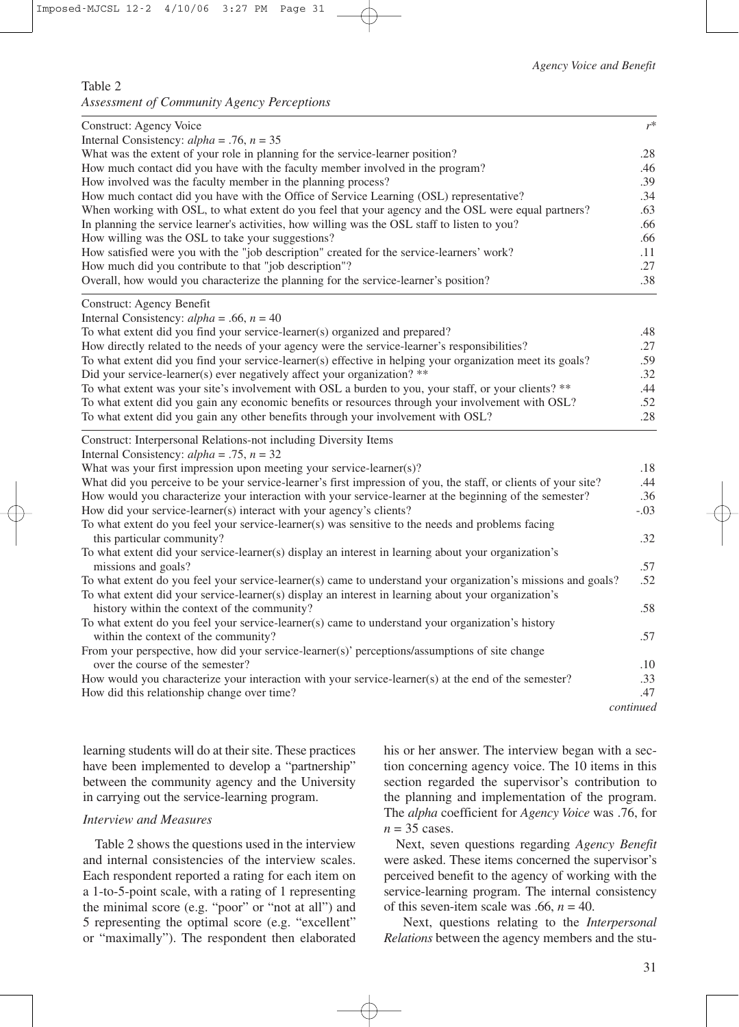Table 2

*Assessment of Community Agency Perceptions*

| Construct: Agency Voice | $r$* |
|---|---|
| Internal Consistency: *alpha* = .76, *n* = 35 | |
| What was the extent of your role in planning for the service-learner position? | .28 |
| How much contact did you have with the faculty member involved in the program? | .46 |
| How involved was the faculty member in the planning process? | .39 |
| How much contact did you have with the Office of Service Learning (OSL) representative? | .34 |
| When working with OSL, to what extent do you feel that your agency and the OSL were equal partners? | .63 |
| In planning the service learner's activities, how willing was the OSL staff to listen to you? | .66 |
| How willing was the OSL to take your suggestions? | .66 |
| How satisfied were you with the "job description" created for the service-learners' work? | .11 |
| How much did you contribute to that "job description"? | .27 |
| Overall, how would you characterize the planning for the service-learner's position? | .38 |
| **Construct: Agency Benefit** | |
| Internal Consistency: *alpha* = .66, *n* = 40 | |
| To what extent did you find your service-learner(s) organized and prepared? | .48 |
| How directly related to the needs of your agency were the service-learner's responsibilities? | .27 |
| To what extent did you find your service-learner(s) effective in helping your organization meet its goals? | .59 |
| Did your service-learner(s) ever negatively affect your organization? ** | .32 |
| To what extent was your site's involvement with OSL a burden to you, your staff, or your clients? ** | .44 |
| To what extent did you gain any economic benefits or resources through your involvement with OSL? | .52 |
| To what extent did you gain any other benefits through your involvement with OSL? | .28 |
| **Construct: Interpersonal Relations-not including Diversity Items** | |
| Internal Consistency: *alpha* = .75, *n* = 32 | |
| What was your first impression upon meeting your service-learner(s)? | .18 |
| What did you perceive to be your service-learner's first impression of you, the staff, or clients of your site? | .44 |
| How would you characterize your interaction with your service-learner at the beginning of the semester? | .36 |
| How did your service-learner(s) interact with your agency's clients? | -.03 |
| To what extent do you feel your service-learner(s) was sensitive to the needs and problems facing this particular community? | .32 |
| To what extent did your service-learner(s) display an interest in learning about your organization's missions and goals? | .57 |
| To what extent do you feel your service-learner(s) came to understand your organization's missions and goals? | .52 |
| To what extent did your service-learner(s) display an interest in learning about your organization's history within the context of the community? | .58 |
| To what extent do you feel your service-learner(s) came to understand your organization's history within the context of the community? | .57 |
| From your perspective, how did your service-learner(s)' perceptions/assumptions of site change over the course of the semester? | .10 |
| How would you characterize your interaction with your service-learner(s) at the end of the semester? | .33 |
| How did this relationship change over time? | .47 |

*continued*

learning students will do at their site. These practices have been implemented to develop a "partnership" between the community agency and the University in carrying out the service-learning program.

### *Interview and Measures*

Table 2 shows the questions used in the interview and internal consistencies of the interview scales. Each respondent reported a rating for each item on a 1-to-5-point scale, with a rating of 1 representing the minimal score (e.g. "poor" or "not at all") and 5 representing the optimal score (e.g. "excellent" or "maximally"). The respondent then elaborated his or her answer. The interview began with a section concerning agency voice. The 10 items in this section regarded the supervisor's contribution to the planning and implementation of the program. The *alpha* coefficient for *Agency Voice* was .76, for $n$ = 35 cases.

Next, seven questions regarding *Agency Benefit* were asked. These items concerned the supervisor's perceived benefit to the agency of working with the service-learning program. The internal consistency of this seven-item scale was .66, $n$ = 40.

Next, questions relating to the *Interpersonal Relations* between the agency members and the stu-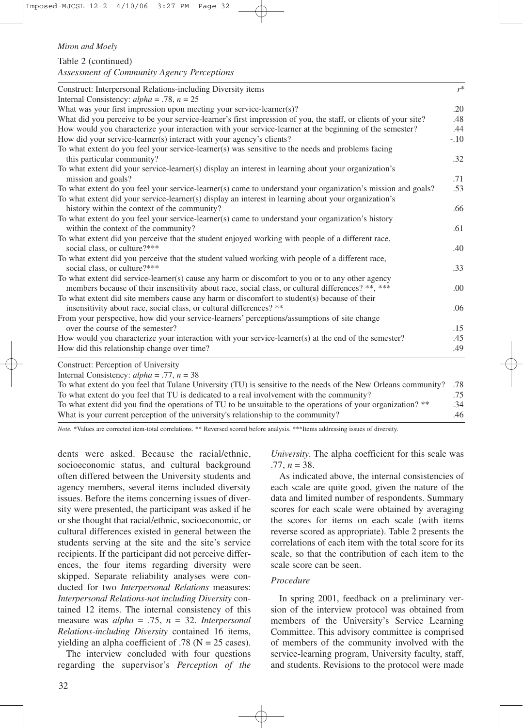Table 2 (continued)
*Assessment of Community Agency Perceptions*

| Construct: Interpersonal Relations-including Diversity items | $r$* |
|---|---|
| Internal Consistency: *alpha* = .78, *n* = 25 | |
| What was your first impression upon meeting your service-learner(s)? | .20 |
| What did you perceive to be your service-learner's first impression of you, the staff, or clients of your site? | .48 |
| How would you characterize your interaction with your service-learner at the beginning of the semester? | .44 |
| How did your service-learner(s) interact with your agency's clients? | -.10 |
| To what extent do you feel your service-learner(s) was sensitive to the needs and problems facing this particular community? | .32 |
| To what extent did your service-learner(s) display an interest in learning about your organization's mission and goals? | .71 |
| To what extent do you feel your service-learner(s) came to understand your organization's mission and goals? | .53 |
| To what extent did your service-learner(s) display an interest in learning about your organization's history within the context of the community? | .66 |
| To what extent do you feel your service-learner(s) came to understand your organization's history within the context of the community? | .61 |
| To what extent did you perceive that the student enjoyed working with people of a different race, social class, or culture?*** | .40 |
| To what extent did you perceive that the student valued working with people of a different race, social class, or culture?*** | .33 |
| To what extent did service-learner(s) cause any harm or discomfort to you or to any other agency members because of their insensitivity about race, social class, or cultural differences? **, *** | .00 |
| To what extent did site members cause any harm or discomfort to student(s) because of their insensitivity about race, social class, or cultural differences? ** | .06 |
| From your perspective, how did your service-learners' perceptions/assumptions of site change over the course of the semester? | .15 |
| How would you characterize your interaction with your service-learner(s) at the end of the semester? | .45 |
| How did this relationship change over time? | .49 |
| Construct: Perception of University | |
| Internal Consistency: *alpha* = .77, *n* = 38 | |
| To what extent do you feel that Tulane University (TU) is sensitive to the needs of the New Orleans community? | .78 |
| To what extent do you feel that TU is dedicated to a real involvement with the community? | .75 |
| To what extent did you find the operations of TU to be unsuitable to the operations of your organization? ** | .34 |
| What is your current perception of the university's relationship to the community? | .46 |

*Note.* *Values are corrected item-total correlations. ** Reversed scored before analysis. ***Items addressing issues of diversity.

dents were asked. Because the racial/ethnic, socioeconomic status, and cultural background often differed between the University students and agency members, several items included diversity issues. Before the items concerning issues of diversity were presented, the participant was asked if he or she thought that racial/ethnic, socioeconomic, or cultural differences existed in general between the students serving at the site and the site's service recipients. If the participant did not perceive differences, the four items regarding diversity were skipped. Separate reliability analyses were conducted for two *Interpersonal Relations* measures: *Interpersonal Relations-not including Diversity* contained 12 items. The internal consistency of this measure was *alpha* = .75, *n* = 32. *Interpersonal Relations-including Diversity* contained 16 items, yielding an alpha coefficient of .78 (N = 25 cases).

The interview concluded with four questions regarding the supervisor's *Perception of the University*. The alpha coefficient for this scale was .77, *n* = 38.

As indicated above, the internal consistencies of each scale are quite good, given the nature of the data and limited number of respondents. Summary scores for each scale were obtained by averaging the scores for items on each scale (with items reverse scored as appropriate). Table 2 presents the correlations of each item with the total score for its scale, so that the contribution of each item to the scale score can be seen.

### *Procedure*

In spring 2001, feedback on a preliminary version of the interview protocol was obtained from members of the University's Service Learning Committee. This advisory committee is comprised of members of the community involved with the service-learning program, University faculty, staff, and students. Revisions to the protocol were made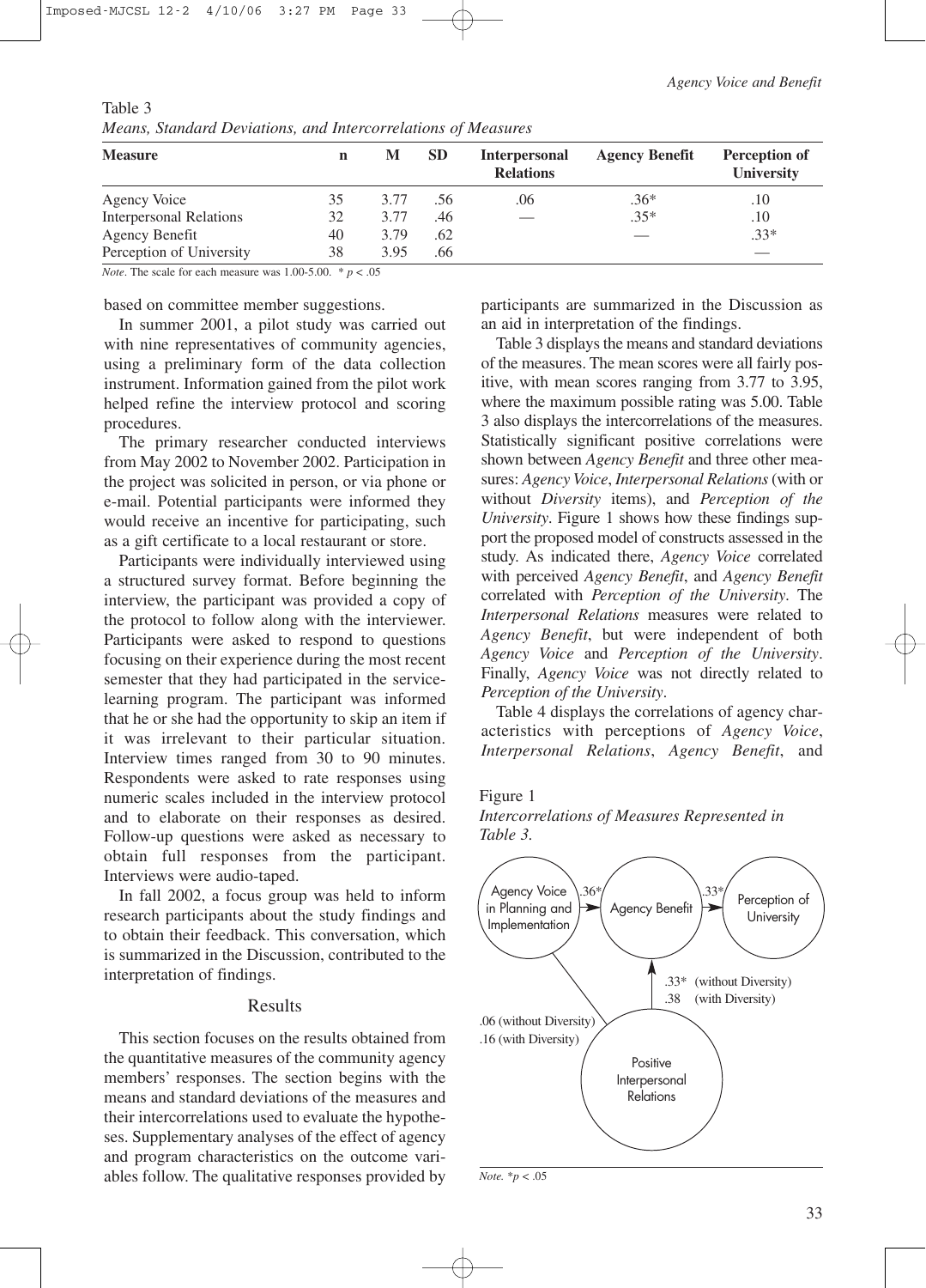Table 3
*Means, Standard Deviations, and Intercorrelations of Measures*

| Measure | n | M | SD | Interpersonal Relations | Agency Benefit | Perception of University |
|---|---|---|---|---|---|---|
| Agency Voice | 35 | 3.77 | .56 | .06 | .36* | .10 |
| Interpersonal Relations | 32 | 3.77 | .46 | — | .35* | .10 |
| Agency Benefit | 40 | 3.79 | .62 | | — | .33* |
| Perception of University | 38 | 3.95 | .66 | | | — |

*Note*. The scale for each measure was 1.00-5.00. * $p < .05$

based on committee member suggestions.

In summer 2001, a pilot study was carried out with nine representatives of community agencies, using a preliminary form of the data collection instrument. Information gained from the pilot work helped refine the interview protocol and scoring procedures.

The primary researcher conducted interviews from May 2002 to November 2002. Participation in the project was solicited in person, or via phone or e-mail. Potential participants were informed they would receive an incentive for participating, such as a gift certificate to a local restaurant or store.

Participants were individually interviewed using a structured survey format. Before beginning the interview, the participant was provided a copy of the protocol to follow along with the interviewer. Participants were asked to respond to questions focusing on their experience during the most recent semester that they had participated in the service-learning program. The participant was informed that he or she had the opportunity to skip an item if it was irrelevant to their particular situation. Interview times ranged from 30 to 90 minutes. Respondents were asked to rate responses using numeric scales included in the interview protocol and to elaborate on their responses as desired. Follow-up questions were asked as necessary to obtain full responses from the participant. Interviews were audio-taped.

In fall 2002, a focus group was held to inform research participants about the study findings and to obtain their feedback. This conversation, which is summarized in the Discussion, contributed to the interpretation of findings.

## Results

This section focuses on the results obtained from the quantitative measures of the community agency members' responses. The section begins with the means and standard deviations of the measures and their intercorrelations used to evaluate the hypotheses. Supplementary analyses of the effect of agency and program characteristics on the outcome variables follow. The qualitative responses provided by participants are summarized in the Discussion as an aid in interpretation of the findings.

Table 3 displays the means and standard deviations of the measures. The mean scores were all fairly positive, with mean scores ranging from 3.77 to 3.95, where the maximum possible rating was 5.00. Table 3 also displays the intercorrelations of the measures. Statistically significant positive correlations were shown between *Agency Benefit* and three other measures: *Agency Voice*, *Interpersonal Relations* (with or without *Diversity* items), and *Perception of the University*. Figure 1 shows how these findings support the proposed model of constructs assessed in the study. As indicated there, *Agency Voice* correlated with perceived *Agency Benefit*, and *Agency Benefit* correlated with *Perception of the University*. The *Interpersonal Relations* measures were related to *Agency Benefit*, but were independent of both *Agency Voice* and *Perception of the University*. Finally, *Agency Voice* was not directly related to *Perception of the University*.

Table 4 displays the correlations of agency characteristics with perceptions of *Agency Voice*, *Interpersonal Relations*, *Agency Benefit*, and

Figure 1
*Intercorrelations of Measures Represented in Table 3.*

Agency Voice in Planning and Implementation → (.36*) → Agency Benefit → (.33*) → Perception of University

Positive Interpersonal Relations → Agency Benefit: .33* (without Diversity); .38 (with Diversity)

Agency Voice in Planning and Implementation — Positive Interpersonal Relations: .06 (without Diversity); .16 (with Diversity)

*Note.* $*p < .05$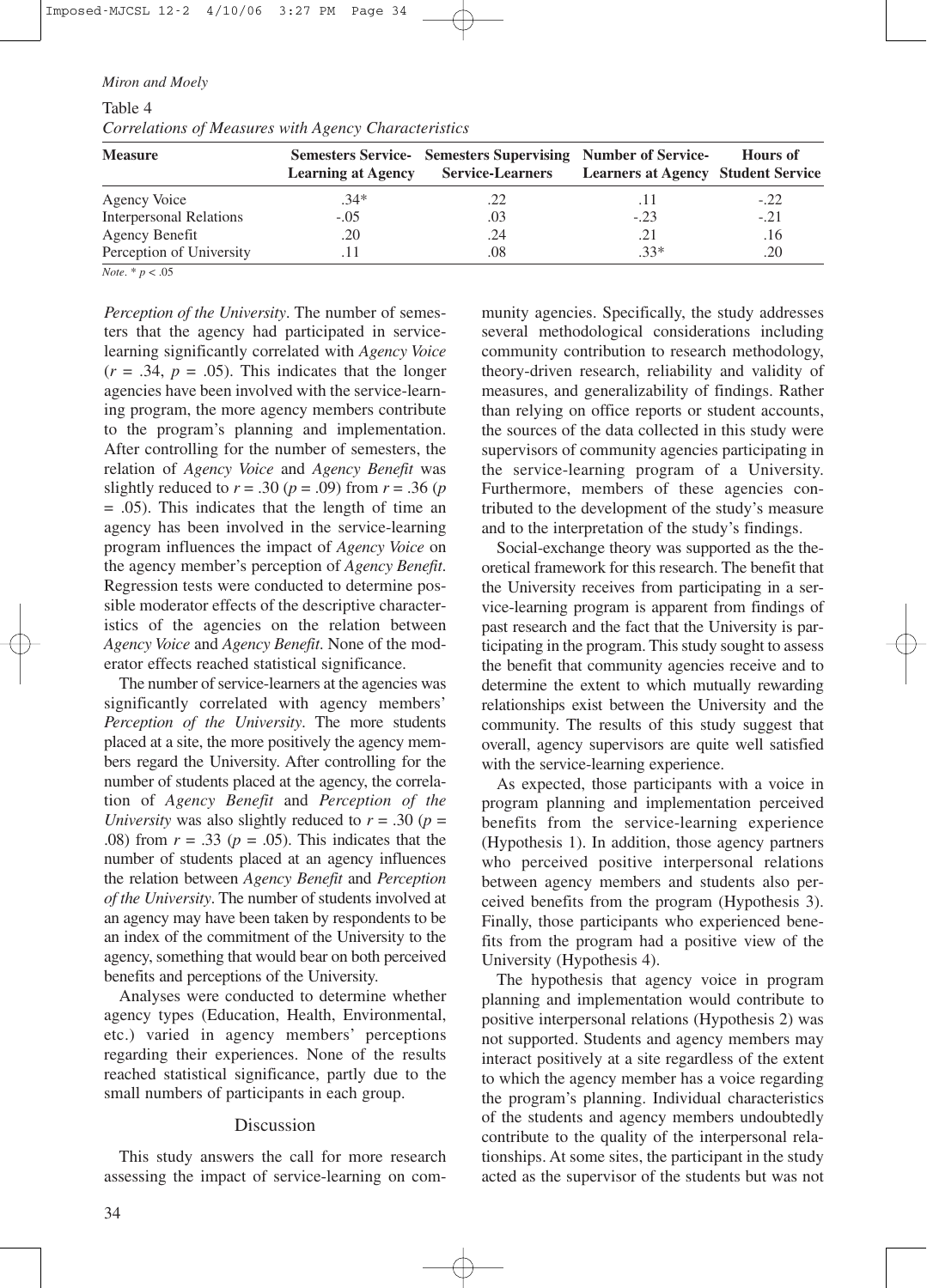Table 4

*Correlations of Measures with Agency Characteristics*

| Measure | Semesters Service-Learning at Agency | Semesters Supervising Service-Learners | Number of Service-Learners at Agency | Hours of Student Service |
|---|---|---|---|---|
| Agency Voice | .34* | .22 | .11 | -.22 |
| Interpersonal Relations | -.05 | .03 | -.23 | -.21 |
| Agency Benefit | .20 | .24 | .21 | .16 |
| Perception of University | .11 | .08 | .33* | .20 |

*Note*. * $p < .05$

*Perception of the University*. The number of semesters that the agency had participated in service-learning significantly correlated with *Agency Voice* ($r = .34$, $p = .05$). This indicates that the longer agencies have been involved with the service-learning program, the more agency members contribute to the program's planning and implementation. After controlling for the number of semesters, the relation of *Agency Voice* and *Agency Benefit* was slightly reduced to $r = .30$ ($p = .09$) from $r = .36$ ($p = .05$). This indicates that the length of time an agency has been involved in the service-learning program influences the impact of *Agency Voice* on the agency member's perception of *Agency Benefit*. Regression tests were conducted to determine possible moderator effects of the descriptive characteristics of the agencies on the relation between *Agency Voice* and *Agency Benefit*. None of the moderator effects reached statistical significance.

The number of service-learners at the agencies was significantly correlated with agency members' *Perception of the University*. The more students placed at a site, the more positively the agency members regard the University. After controlling for the number of students placed at the agency, the correlation of *Agency Benefit* and *Perception of the University* was also slightly reduced to $r = .30$ ($p = .08$) from $r = .33$ ($p = .05$). This indicates that the number of students placed at an agency influences the relation between *Agency Benefit* and *Perception of the University*. The number of students involved at an agency may have been taken by respondents to be an index of the commitment of the University to the agency, something that would bear on both perceived benefits and perceptions of the University.

Analyses were conducted to determine whether agency types (Education, Health, Environmental, etc.) varied in agency members' perceptions regarding their experiences. None of the results reached statistical significance, partly due to the small numbers of participants in each group.

## Discussion

This study answers the call for more research assessing the impact of service-learning on community agencies. Specifically, the study addresses several methodological considerations including community contribution to research methodology, theory-driven research, reliability and validity of measures, and generalizability of findings. Rather than relying on office reports or student accounts, the sources of the data collected in this study were supervisors of community agencies participating in the service-learning program of a University. Furthermore, members of these agencies contributed to the development of the study's measure and to the interpretation of the study's findings.

Social-exchange theory was supported as the theoretical framework for this research. The benefit that the University receives from participating in a service-learning program is apparent from findings of past research and the fact that the University is participating in the program. This study sought to assess the benefit that community agencies receive and to determine the extent to which mutually rewarding relationships exist between the University and the community. The results of this study suggest that overall, agency supervisors are quite well satisfied with the service-learning experience.

As expected, those participants with a voice in program planning and implementation perceived benefits from the service-learning experience (Hypothesis 1). In addition, those agency partners who perceived positive interpersonal relations between agency members and students also perceived benefits from the program (Hypothesis 3). Finally, those participants who experienced benefits from the program had a positive view of the University (Hypothesis 4).

The hypothesis that agency voice in program planning and implementation would contribute to positive interpersonal relations (Hypothesis 2) was not supported. Students and agency members may interact positively at a site regardless of the extent to which the agency member has a voice regarding the program's planning. Individual characteristics of the students and agency members undoubtedly contribute to the quality of the interpersonal relationships. At some sites, the participant in the study acted as the supervisor of the students but was not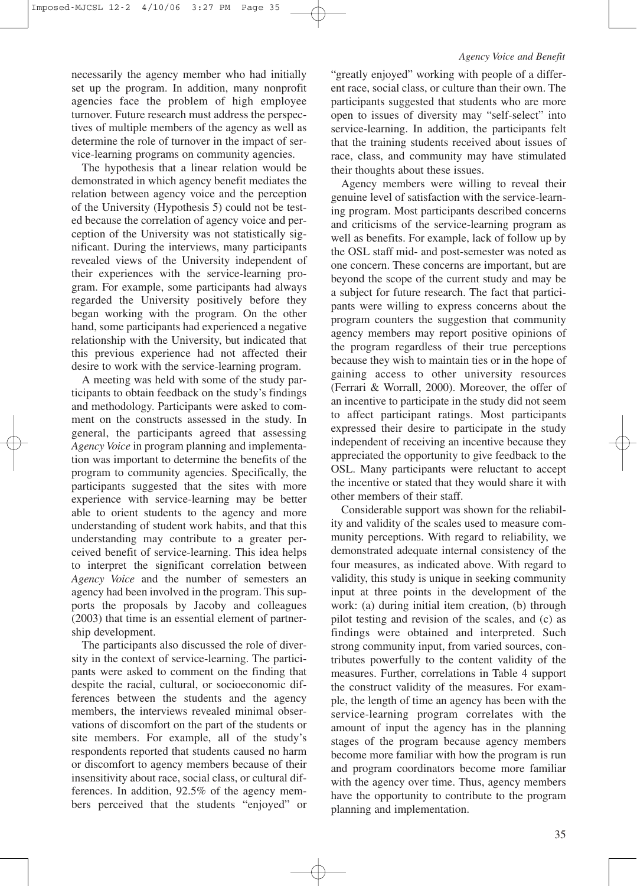necessarily the agency member who had initially set up the program. In addition, many nonprofit agencies face the problem of high employee turnover. Future research must address the perspectives of multiple members of the agency as well as determine the role of turnover in the impact of service-learning programs on community agencies.

The hypothesis that a linear relation would be demonstrated in which agency benefit mediates the relation between agency voice and the perception of the University (Hypothesis 5) could not be tested because the correlation of agency voice and perception of the University was not statistically significant. During the interviews, many participants revealed views of the University independent of their experiences with the service-learning program. For example, some participants had always regarded the University positively before they began working with the program. On the other hand, some participants had experienced a negative relationship with the University, but indicated that this previous experience had not affected their desire to work with the service-learning program.

A meeting was held with some of the study participants to obtain feedback on the study's findings and methodology. Participants were asked to comment on the constructs assessed in the study. In general, the participants agreed that assessing *Agency Voice* in program planning and implementation was important to determine the benefits of the program to community agencies. Specifically, the participants suggested that the sites with more experience with service-learning may be better able to orient students to the agency and more understanding of student work habits, and that this understanding may contribute to a greater perceived benefit of service-learning. This idea helps to interpret the significant correlation between *Agency Voice* and the number of semesters an agency had been involved in the program. This supports the proposals by Jacoby and colleagues (2003) that time is an essential element of partnership development.

The participants also discussed the role of diversity in the context of service-learning. The participants were asked to comment on the finding that despite the racial, cultural, or socioeconomic differences between the students and the agency members, the interviews revealed minimal observations of discomfort on the part of the students or site members. For example, all of the study's respondents reported that students caused no harm or discomfort to agency members because of their insensitivity about race, social class, or cultural differences. In addition, 92.5% of the agency members perceived that the students "enjoyed" or "greatly enjoyed" working with people of a different race, social class, or culture than their own. The participants suggested that students who are more open to issues of diversity may "self-select" into service-learning. In addition, the participants felt that the training students received about issues of race, class, and community may have stimulated their thoughts about these issues.

Agency members were willing to reveal their genuine level of satisfaction with the service-learning program. Most participants described concerns and criticisms of the service-learning program as well as benefits. For example, lack of follow up by the OSL staff mid- and post-semester was noted as one concern. These concerns are important, but are beyond the scope of the current study and may be a subject for future research. The fact that participants were willing to express concerns about the program counters the suggestion that community agency members may report positive opinions of the program regardless of their true perceptions because they wish to maintain ties or in the hope of gaining access to other university resources (Ferrari & Worrall, 2000). Moreover, the offer of an incentive to participate in the study did not seem to affect participant ratings. Most participants expressed their desire to participate in the study independent of receiving an incentive because they appreciated the opportunity to give feedback to the OSL. Many participants were reluctant to accept the incentive or stated that they would share it with other members of their staff.

Considerable support was shown for the reliability and validity of the scales used to measure community perceptions. With regard to reliability, we demonstrated adequate internal consistency of the four measures, as indicated above. With regard to validity, this study is unique in seeking community input at three points in the development of the work: (a) during initial item creation, (b) through pilot testing and revision of the scales, and (c) as findings were obtained and interpreted. Such strong community input, from varied sources, contributes powerfully to the content validity of the measures. Further, correlations in Table 4 support the construct validity of the measures. For example, the length of time an agency has been with the service-learning program correlates with the amount of input the agency has in the planning stages of the program because agency members become more familiar with how the program is run and program coordinators become more familiar with the agency over time. Thus, agency members have the opportunity to contribute to the program planning and implementation.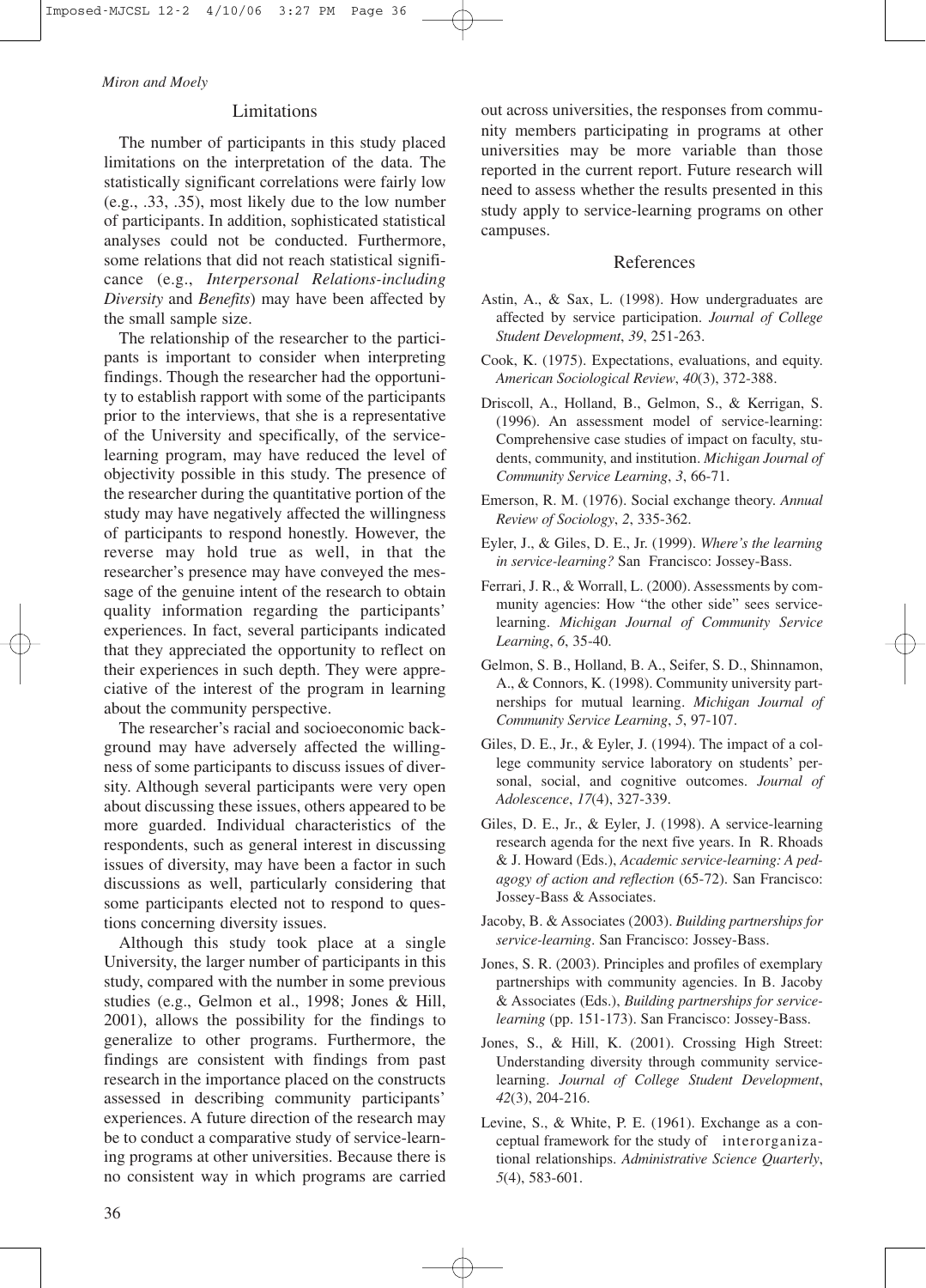## Limitations

The number of participants in this study placed limitations on the interpretation of the data. The statistically significant correlations were fairly low (e.g., .33, .35), most likely due to the low number of participants. In addition, sophisticated statistical analyses could not be conducted. Furthermore, some relations that did not reach statistical significance (e.g., *Interpersonal Relations-including Diversity* and *Benefits*) may have been affected by the small sample size.

The relationship of the researcher to the participants is important to consider when interpreting findings. Though the researcher had the opportunity to establish rapport with some of the participants prior to the interviews, that she is a representative of the University and specifically, of the service-learning program, may have reduced the level of objectivity possible in this study. The presence of the researcher during the quantitative portion of the study may have negatively affected the willingness of participants to respond honestly. However, the reverse may hold true as well, in that the researcher's presence may have conveyed the message of the genuine intent of the research to obtain quality information regarding the participants' experiences. In fact, several participants indicated that they appreciated the opportunity to reflect on their experiences in such depth. They were appreciative of the interest of the program in learning about the community perspective.

The researcher's racial and socioeconomic background may have adversely affected the willingness of some participants to discuss issues of diversity. Although several participants were very open about discussing these issues, others appeared to be more guarded. Individual characteristics of the respondents, such as general interest in discussing issues of diversity, may have been a factor in such discussions as well, particularly considering that some participants elected not to respond to questions concerning diversity issues.

Although this study took place at a single University, the larger number of participants in this study, compared with the number in some previous studies (e.g., Gelmon et al., 1998; Jones & Hill, 2001), allows the possibility for the findings to generalize to other programs. Furthermore, the findings are consistent with findings from past research in the importance placed on the constructs assessed in describing community participants' experiences. A future direction of the research may be to conduct a comparative study of service-learning programs at other universities. Because there is no consistent way in which programs are carried out across universities, the responses from community members participating in programs at other universities may be more variable than those reported in the current report. Future research will need to assess whether the results presented in this study apply to service-learning programs on other campuses.

## References

Astin, A., & Sax, L. (1998). How undergraduates are affected by service participation. *Journal of College Student Development*, *39*, 251-263.

Cook, K. (1975). Expectations, evaluations, and equity. *American Sociological Review*, *40*(3), 372-388.

Driscoll, A., Holland, B., Gelmon, S., & Kerrigan, S. (1996). An assessment model of service-learning: Comprehensive case studies of impact on faculty, students, community, and institution. *Michigan Journal of Community Service Learning*, *3*, 66-71.

Emerson, R. M. (1976). Social exchange theory. *Annual Review of Sociology*, *2*, 335-362.

Eyler, J., & Giles, D. E., Jr. (1999). *Where's the learning in service-learning?* San Francisco: Jossey-Bass.

Ferrari, J. R., & Worrall, L. (2000). Assessments by community agencies: How "the other side" sees service-learning. *Michigan Journal of Community Service Learning*, *6*, 35-40.

Gelmon, S. B., Holland, B. A., Seifer, S. D., Shinnamon, A., & Connors, K. (1998). Community university partnerships for mutual learning. *Michigan Journal of Community Service Learning*, *5*, 97-107.

Giles, D. E., Jr., & Eyler, J. (1994). The impact of a college community service laboratory on students' personal, social, and cognitive outcomes. *Journal of Adolescence*, *17*(4), 327-339.

Giles, D. E., Jr., & Eyler, J. (1998). A service-learning research agenda for the next five years. In R. Rhoads & J. Howard (Eds.), *Academic service-learning: A pedagogy of action and reflection* (65-72). San Francisco: Jossey-Bass & Associates.

Jacoby, B. & Associates (2003). *Building partnerships for service-learning*. San Francisco: Jossey-Bass.

Jones, S. R. (2003). Principles and profiles of exemplary partnerships with community agencies. In B. Jacoby & Associates (Eds.), *Building partnerships for service-learning* (pp. 151-173). San Francisco: Jossey-Bass.

Jones, S., & Hill, K. (2001). Crossing High Street: Understanding diversity through community service-learning. *Journal of College Student Development*, *42*(3), 204-216.

Levine, S., & White, P. E. (1961). Exchange as a conceptual framework for the study of interorganizational relationships. *Administrative Science Quarterly*, *5*(4), 583-601.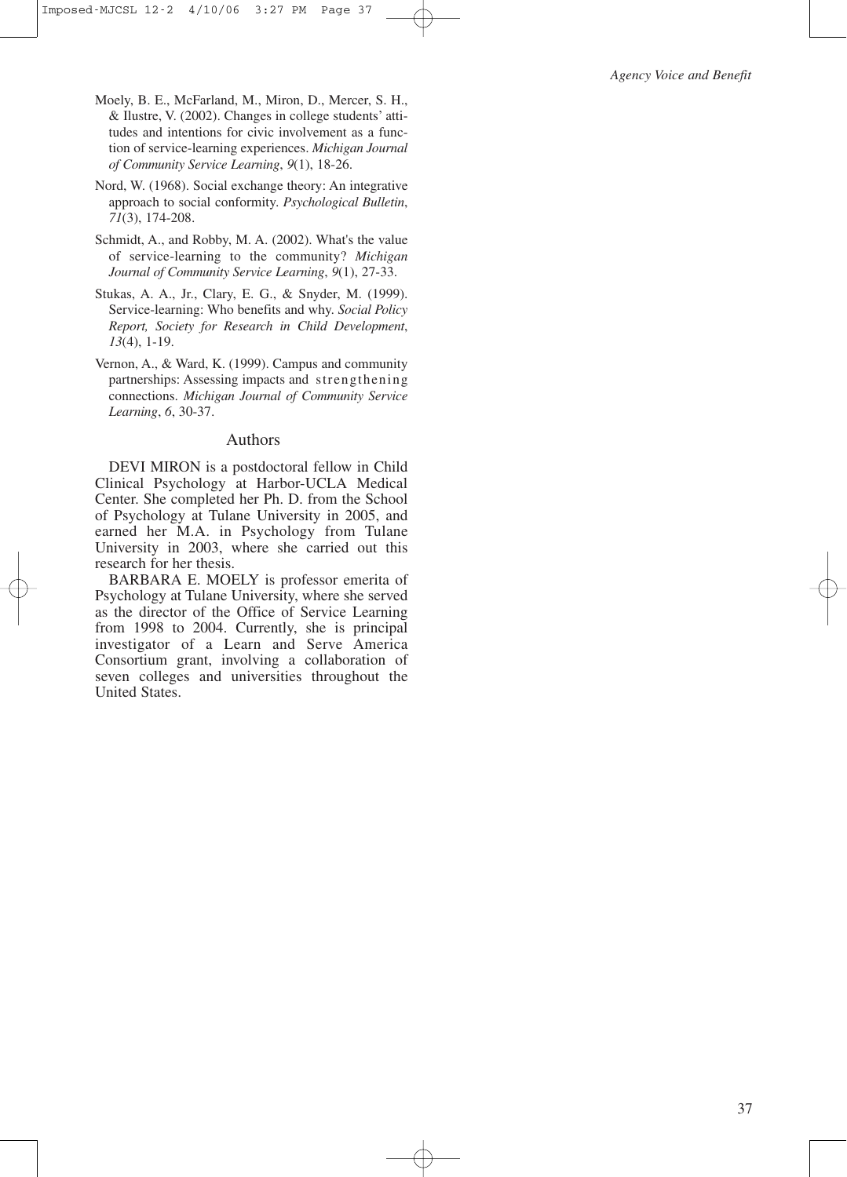Moely, B. E., McFarland, M., Miron, D., Mercer, S. H., & Ilustre, V. (2002). Changes in college students' attitudes and intentions for civic involvement as a function of service-learning experiences. *Michigan Journal of Community Service Learning*, *9*(1), 18-26.

Nord, W. (1968). Social exchange theory: An integrative approach to social conformity. *Psychological Bulletin*, *71*(3), 174-208.

Schmidt, A., and Robby, M. A. (2002). What's the value of service-learning to the community? *Michigan Journal of Community Service Learning*, *9*(1), 27-33.

Stukas, A. A., Jr., Clary, E. G., & Snyder, M. (1999). Service-learning: Who benefits and why. *Social Policy Report, Society for Research in Child Development*, *13*(4), 1-19.

Vernon, A., & Ward, K. (1999). Campus and community partnerships: Assessing impacts and strengthening connections. *Michigan Journal of Community Service Learning*, *6*, 30-37.

## Authors

DEVI MIRON is a postdoctoral fellow in Child Clinical Psychology at Harbor-UCLA Medical Center. She completed her Ph. D. from the School of Psychology at Tulane University in 2005, and earned her M.A. in Psychology from Tulane University in 2003, where she carried out this research for her thesis.

BARBARA E. MOELY is professor emerita of Psychology at Tulane University, where she served as the director of the Office of Service Learning from 1998 to 2004. Currently, she is principal investigator of a Learn and Serve America Consortium grant, involving a collaboration of seven colleges and universities throughout the United States.